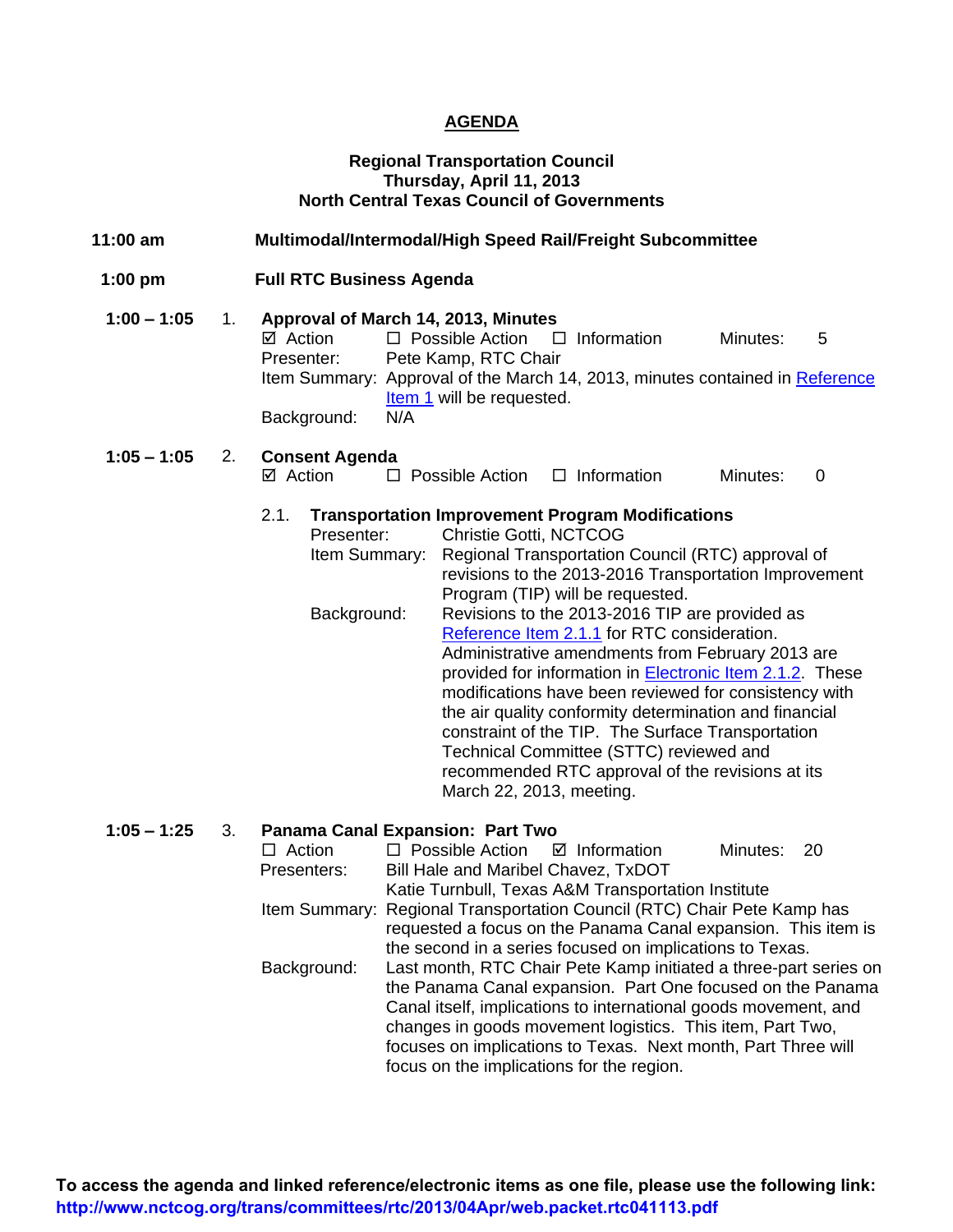# AGENDA

**Regional Transportation Council**
**Thursday, April 11, 2013**
**North Central Texas Council of Governments**

**11:00 am** **Multimodal/Intermodal/High Speed Rail/Freight Subcommittee**

**1:00 pm** **Full RTC Business Agenda**

**1:00 – 1:05** 1. **Approval of March 14, 2013, Minutes**

☑ Action ☐ Possible Action ☐ Information Minutes: 5

Presenter: Pete Kamp, RTC Chair

Item Summary: Approval of the March 14, 2013, minutes contained in Reference Item 1 will be requested.

Background: N/A

**1:05 – 1:05** 2. **Consent Agenda**

☑ Action ☐ Possible Action ☐ Information Minutes: 0

2.1. **Transportation Improvement Program Modifications**

Presenter: Christie Gotti, NCTCOG

Item Summary: Regional Transportation Council (RTC) approval of revisions to the 2013-2016 Transportation Improvement Program (TIP) will be requested.

Background: Revisions to the 2013-2016 TIP are provided as Reference Item 2.1.1 for RTC consideration. Administrative amendments from February 2013 are provided for information in Electronic Item 2.1.2. These modifications have been reviewed for consistency with the air quality conformity determination and financial constraint of the TIP. The Surface Transportation Technical Committee (STTC) reviewed and recommended RTC approval of the revisions at its March 22, 2013, meeting.

**1:05 – 1:25** 3. **Panama Canal Expansion: Part Two**

☐ Action ☐ Possible Action ☑ Information Minutes: 20

Presenters: Bill Hale and Maribel Chavez, TxDOT
Katie Turnbull, Texas A&M Transportation Institute

Item Summary: Regional Transportation Council (RTC) Chair Pete Kamp has requested a focus on the Panama Canal expansion. This item is the second in a series focused on implications to Texas.

Background: Last month, RTC Chair Pete Kamp initiated a three-part series on the Panama Canal expansion. Part One focused on the Panama Canal itself, implications to international goods movement, and changes in goods movement logistics. This item, Part Two, focuses on implications to Texas. Next month, Part Three will focus on the implications for the region.

**To access the agenda and linked reference/electronic items as one file, please use the following link:**
**http://www.nctcog.org/trans/committees/rtc/2013/04Apr/web.packet.rtc041113.pdf**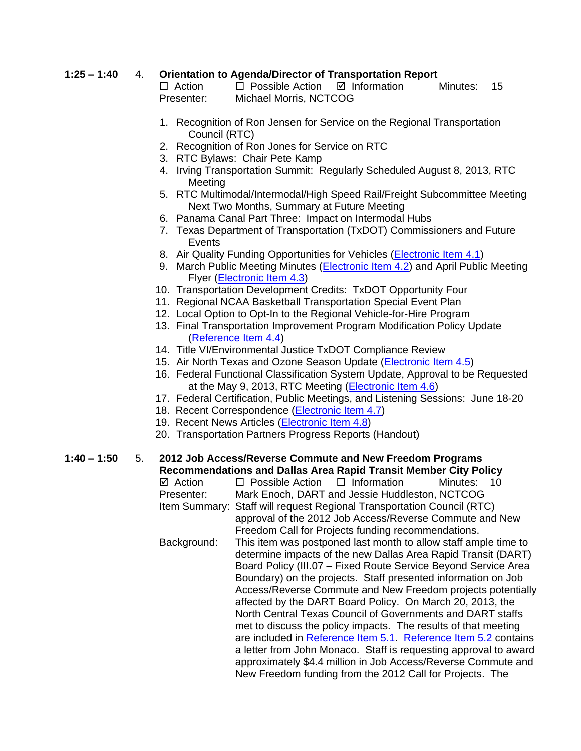**1:25 – 1:40** 4. **Orientation to Agenda/Director of Transportation Report**

☐ Action ☐ Possible Action ☑ Information Minutes: 15

Presenter: Michael Morris, NCTCOG

1. Recognition of Ron Jensen for Service on the Regional Transportation Council (RTC)
2. Recognition of Ron Jones for Service on RTC
3. RTC Bylaws: Chair Pete Kamp
4. Irving Transportation Summit: Regularly Scheduled August 8, 2013, RTC Meeting
5. RTC Multimodal/Intermodal/High Speed Rail/Freight Subcommittee Meeting Next Two Months, Summary at Future Meeting
6. Panama Canal Part Three: Impact on Intermodal Hubs
7. Texas Department of Transportation (TxDOT) Commissioners and Future Events
8. Air Quality Funding Opportunities for Vehicles (Electronic Item 4.1)
9. March Public Meeting Minutes (Electronic Item 4.2) and April Public Meeting Flyer (Electronic Item 4.3)
10. Transportation Development Credits: TxDOT Opportunity Four
11. Regional NCAA Basketball Transportation Special Event Plan
12. Local Option to Opt-In to the Regional Vehicle-for-Hire Program
13. Final Transportation Improvement Program Modification Policy Update (Reference Item 4.4)
14. Title VI/Environmental Justice TxDOT Compliance Review
15. Air North Texas and Ozone Season Update (Electronic Item 4.5)
16. Federal Functional Classification System Update, Approval to be Requested at the May 9, 2013, RTC Meeting (Electronic Item 4.6)
17. Federal Certification, Public Meetings, and Listening Sessions: June 18-20
18. Recent Correspondence (Electronic Item 4.7)
19. Recent News Articles (Electronic Item 4.8)
20. Transportation Partners Progress Reports (Handout)

**1:40 – 1:50** 5. **2012 Job Access/Reverse Commute and New Freedom Programs Recommendations and Dallas Area Rapid Transit Member City Policy**

☑ Action ☐ Possible Action ☐ Information Minutes: 10

Presenter: Mark Enoch, DART and Jessie Huddleston, NCTCOG

Item Summary: Staff will request Regional Transportation Council (RTC) approval of the 2012 Job Access/Reverse Commute and New Freedom Call for Projects funding recommendations.

Background: This item was postponed last month to allow staff ample time to determine impacts of the new Dallas Area Rapid Transit (DART) Board Policy (III.07 – Fixed Route Service Beyond Service Area Boundary) on the projects. Staff presented information on Job Access/Reverse Commute and New Freedom projects potentially affected by the DART Board Policy. On March 20, 2013, the North Central Texas Council of Governments and DART staffs met to discuss the policy impacts. The results of that meeting are included in Reference Item 5.1. Reference Item 5.2 contains a letter from John Monaco. Staff is requesting approval to award approximately $4.4 million in Job Access/Reverse Commute and New Freedom funding from the 2012 Call for Projects. The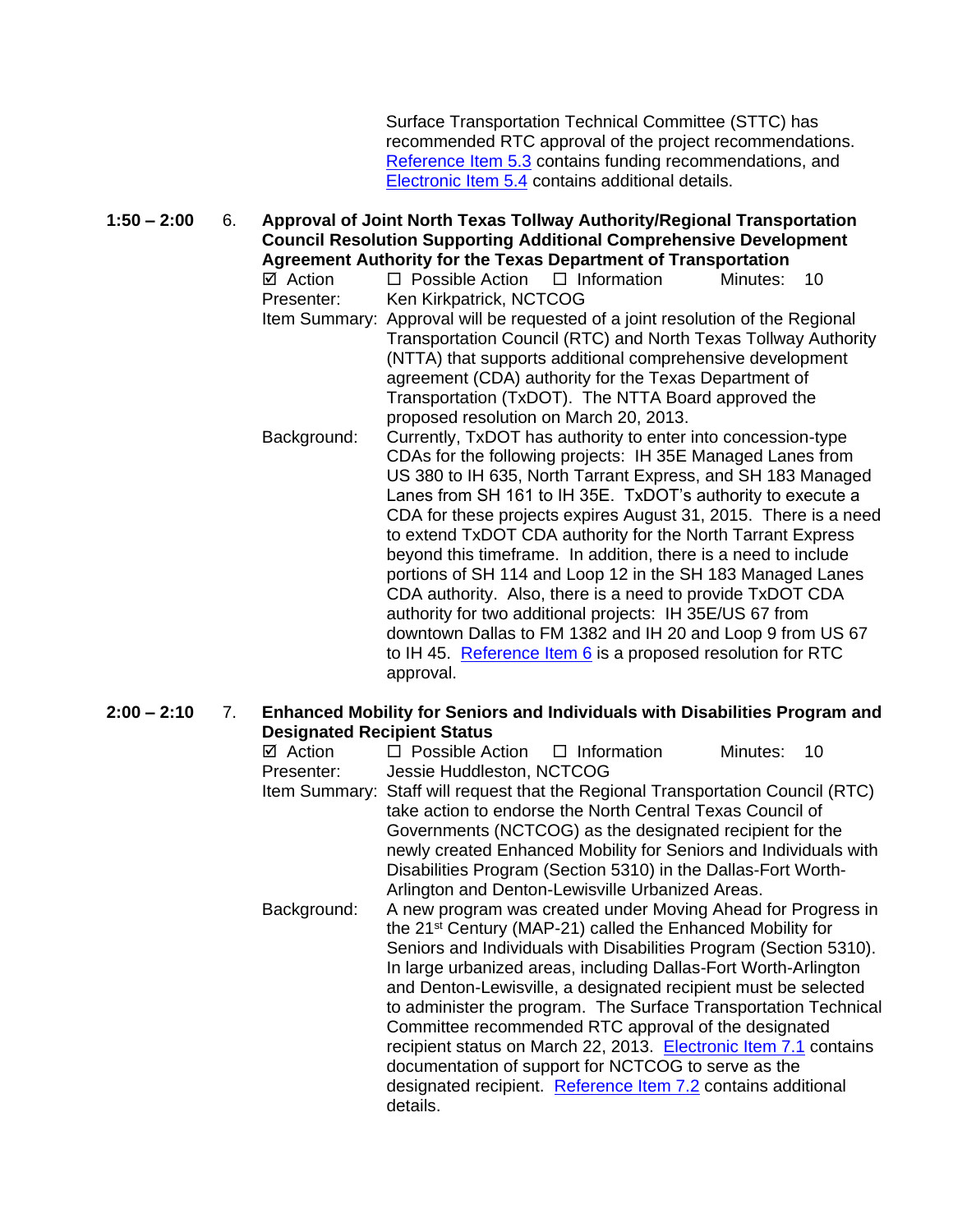Surface Transportation Technical Committee (STTC) has recommended RTC approval of the project recommendations. Reference Item 5.3 contains funding recommendations, and Electronic Item 5.4 contains additional details.

**1:50 – 2:00 6. Approval of Joint North Texas Tollway Authority/Regional Transportation Council Resolution Supporting Additional Comprehensive Development Agreement Authority for the Texas Department of Transportation**

☑ Action ☐ Possible Action ☐ Information Minutes: 10

Presenter: Ken Kirkpatrick, NCTCOG

Item Summary: Approval will be requested of a joint resolution of the Regional Transportation Council (RTC) and North Texas Tollway Authority (NTTA) that supports additional comprehensive development agreement (CDA) authority for the Texas Department of Transportation (TxDOT). The NTTA Board approved the proposed resolution on March 20, 2013.

Background: Currently, TxDOT has authority to enter into concession-type CDAs for the following projects: IH 35E Managed Lanes from US 380 to IH 635, North Tarrant Express, and SH 183 Managed Lanes from SH 161 to IH 35E. TxDOT's authority to execute a CDA for these projects expires August 31, 2015. There is a need to extend TxDOT CDA authority for the North Tarrant Express beyond this timeframe. In addition, there is a need to include portions of SH 114 and Loop 12 in the SH 183 Managed Lanes CDA authority. Also, there is a need to provide TxDOT CDA authority for two additional projects: IH 35E/US 67 from downtown Dallas to FM 1382 and IH 20 and Loop 9 from US 67 to IH 45. Reference Item 6 is a proposed resolution for RTC approval.

**2:00 – 2:10 7. Enhanced Mobility for Seniors and Individuals with Disabilities Program and Designated Recipient Status**

☑ Action ☐ Possible Action ☐ Information Minutes: 10

Presenter: Jessie Huddleston, NCTCOG

Item Summary: Staff will request that the Regional Transportation Council (RTC) take action to endorse the North Central Texas Council of Governments (NCTCOG) as the designated recipient for the newly created Enhanced Mobility for Seniors and Individuals with Disabilities Program (Section 5310) in the Dallas-Fort Worth-Arlington and Denton-Lewisville Urbanized Areas.

Background: A new program was created under Moving Ahead for Progress in the 21st Century (MAP-21) called the Enhanced Mobility for Seniors and Individuals with Disabilities Program (Section 5310). In large urbanized areas, including Dallas-Fort Worth-Arlington and Denton-Lewisville, a designated recipient must be selected to administer the program. The Surface Transportation Technical Committee recommended RTC approval of the designated recipient status on March 22, 2013. Electronic Item 7.1 contains documentation of support for NCTCOG to serve as the designated recipient. Reference Item 7.2 contains additional details.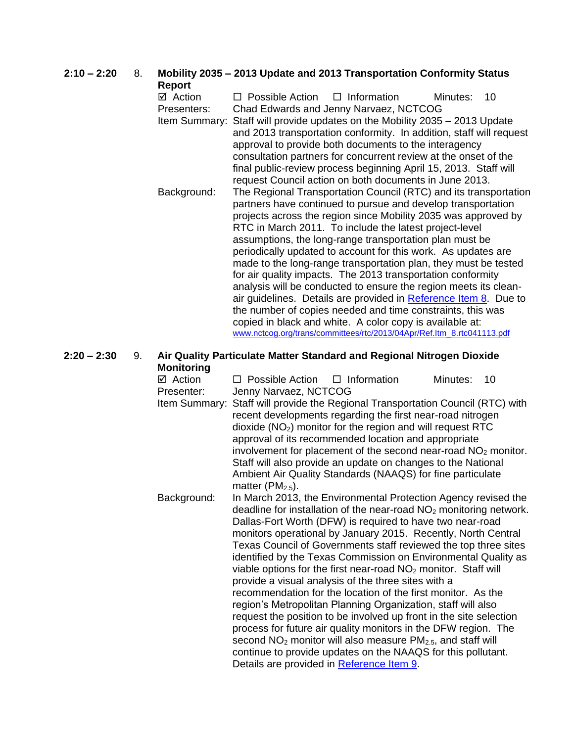**2:10 – 2:20** 8. **Mobility 2035 – 2013 Update and 2013 Transportation Conformity Status Report**

☑ Action ☐ Possible Action ☐ Information Minutes: 10

Presenters: Chad Edwards and Jenny Narvaez, NCTCOG

Item Summary: Staff will provide updates on the Mobility 2035 – 2013 Update and 2013 transportation conformity. In addition, staff will request approval to provide both documents to the interagency consultation partners for concurrent review at the onset of the final public-review process beginning April 15, 2013. Staff will request Council action on both documents in June 2013.

Background: The Regional Transportation Council (RTC) and its transportation partners have continued to pursue and develop transportation projects across the region since Mobility 2035 was approved by RTC in March 2011. To include the latest project-level assumptions, the long-range transportation plan must be periodically updated to account for this work. As updates are made to the long-range transportation plan, they must be tested for air quality impacts. The 2013 transportation conformity analysis will be conducted to ensure the region meets its clean-air guidelines. Details are provided in [Reference Item 8](). Due to the number of copies needed and time constraints, this was copied in black and white. A color copy is available at: [www.nctcog.org/trans/committees/rtc/2013/04Apr/Ref.Itm_8.rtc041113.pdf](www.nctcog.org/trans/committees/rtc/2013/04Apr/Ref.Itm_8.rtc041113.pdf)

**2:20 – 2:30** 9. **Air Quality Particulate Matter Standard and Regional Nitrogen Dioxide Monitoring**

☑ Action ☐ Possible Action ☐ Information Minutes: 10

Presenter: Jenny Narvaez, NCTCOG

Item Summary: Staff will provide the Regional Transportation Council (RTC) with recent developments regarding the first near-road nitrogen dioxide ($NO_2$) monitor for the region and will request RTC approval of its recommended location and appropriate involvement for placement of the second near-road $NO_2$ monitor. Staff will also provide an update on changes to the National Ambient Air Quality Standards (NAAQS) for fine particulate matter ($PM_{2.5}$).

Background: In March 2013, the Environmental Protection Agency revised the deadline for installation of the near-road $NO_2$ monitoring network. Dallas-Fort Worth (DFW) is required to have two near-road monitors operational by January 2015. Recently, North Central Texas Council of Governments staff reviewed the top three sites identified by the Texas Commission on Environmental Quality as viable options for the first near-road $NO_2$ monitor. Staff will provide a visual analysis of the three sites with a recommendation for the location of the first monitor. As the region's Metropolitan Planning Organization, staff will also request the position to be involved up front in the site selection process for future air quality monitors in the DFW region. The second $NO_2$ monitor will also measure $PM_{2.5}$, and staff will continue to provide updates on the NAAQS for this pollutant. Details are provided in [Reference Item 9]().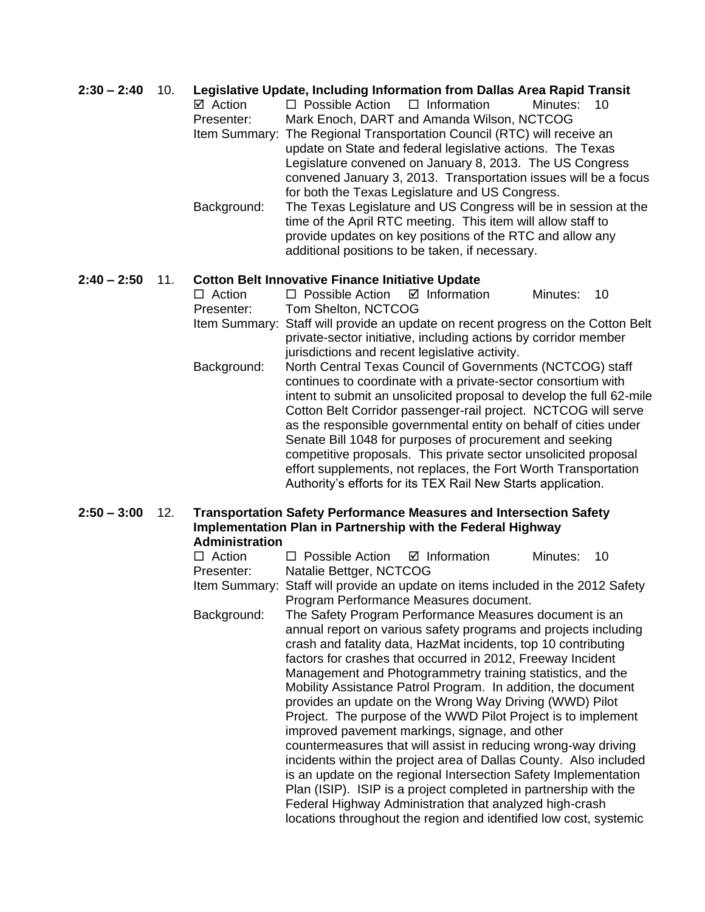**2:30 – 2:40** 10. **Legislative Update, Including Information from Dallas Area Rapid Transit**

☑ Action ☐ Possible Action ☐ Information Minutes: 10

Presenter: Mark Enoch, DART and Amanda Wilson, NCTCOG

Item Summary: The Regional Transportation Council (RTC) will receive an update on State and federal legislative actions. The Texas Legislature convened on January 8, 2013. The US Congress convened January 3, 2013. Transportation issues will be a focus for both the Texas Legislature and US Congress.

Background: The Texas Legislature and US Congress will be in session at the time of the April RTC meeting. This item will allow staff to provide updates on key positions of the RTC and allow any additional positions to be taken, if necessary.

**2:40 – 2:50** 11. **Cotton Belt Innovative Finance Initiative Update**

☐ Action ☐ Possible Action ☑ Information Minutes: 10

Presenter: Tom Shelton, NCTCOG

Item Summary: Staff will provide an update on recent progress on the Cotton Belt private-sector initiative, including actions by corridor member jurisdictions and recent legislative activity.

Background: North Central Texas Council of Governments (NCTCOG) staff continues to coordinate with a private-sector consortium with intent to submit an unsolicited proposal to develop the full 62-mile Cotton Belt Corridor passenger-rail project. NCTCOG will serve as the responsible governmental entity on behalf of cities under Senate Bill 1048 for purposes of procurement and seeking competitive proposals. This private sector unsolicited proposal effort supplements, not replaces, the Fort Worth Transportation Authority's efforts for its TEX Rail New Starts application.

**2:50 – 3:00** 12. **Transportation Safety Performance Measures and Intersection Safety Implementation Plan in Partnership with the Federal Highway Administration**

☐ Action ☐ Possible Action ☑ Information Minutes: 10

Presenter: Natalie Bettger, NCTCOG

Item Summary: Staff will provide an update on items included in the 2012 Safety Program Performance Measures document.

Background: The Safety Program Performance Measures document is an annual report on various safety programs and projects including crash and fatality data, HazMat incidents, top 10 contributing factors for crashes that occurred in 2012, Freeway Incident Management and Photogrammetry training statistics, and the Mobility Assistance Patrol Program. In addition, the document provides an update on the Wrong Way Driving (WWD) Pilot Project. The purpose of the WWD Pilot Project is to implement improved pavement markings, signage, and other countermeasures that will assist in reducing wrong-way driving incidents within the project area of Dallas County. Also included is an update on the regional Intersection Safety Implementation Plan (ISIP). ISIP is a project completed in partnership with the Federal Highway Administration that analyzed high-crash locations throughout the region and identified low cost, systemic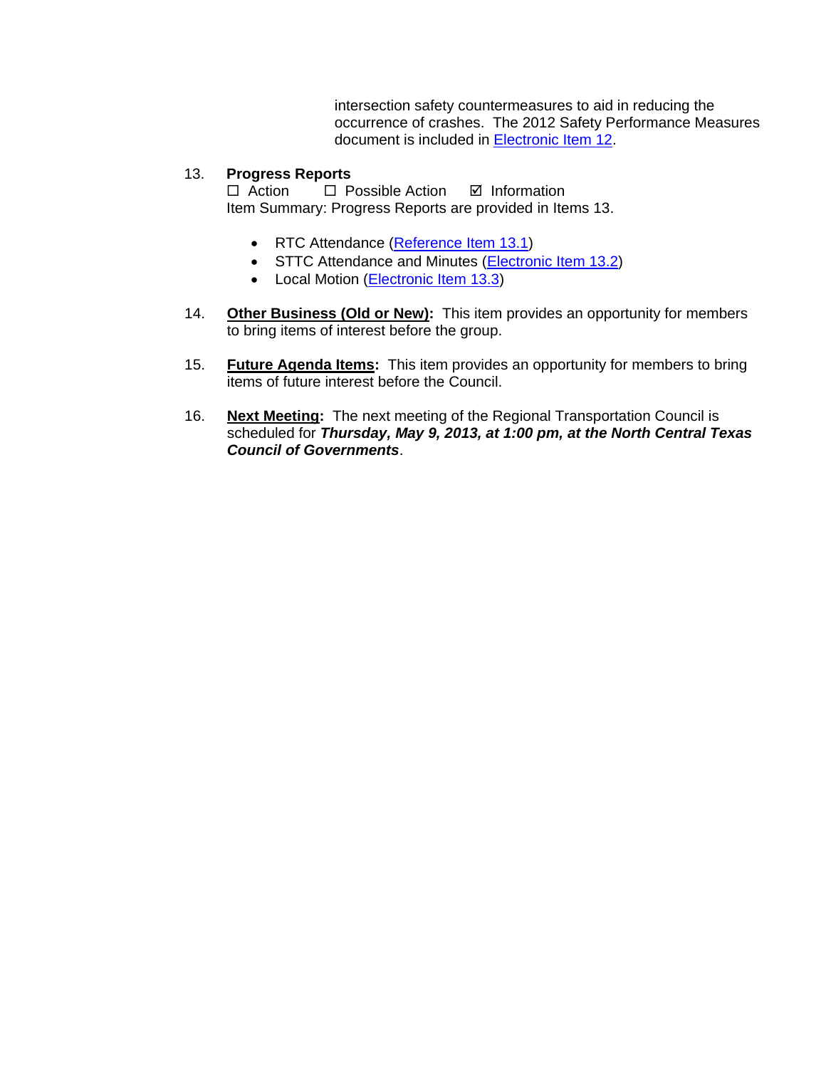intersection safety countermeasures to aid in reducing the occurrence of crashes. The 2012 Safety Performance Measures document is included in Electronic Item 12.

13. **Progress Reports**
☐ Action ☐ Possible Action ☑ Information
Item Summary: Progress Reports are provided in Items 13.

- RTC Attendance (Reference Item 13.1)
- STTC Attendance and Minutes (Electronic Item 13.2)
- Local Motion (Electronic Item 13.3)

14. **Other Business (Old or New):** This item provides an opportunity for members to bring items of interest before the group.

15. **Future Agenda Items:** This item provides an opportunity for members to bring items of future interest before the Council.

16. **Next Meeting:** The next meeting of the Regional Transportation Council is scheduled for ***Thursday, May 9, 2013, at 1:00 pm, at the North Central Texas Council of Governments***.